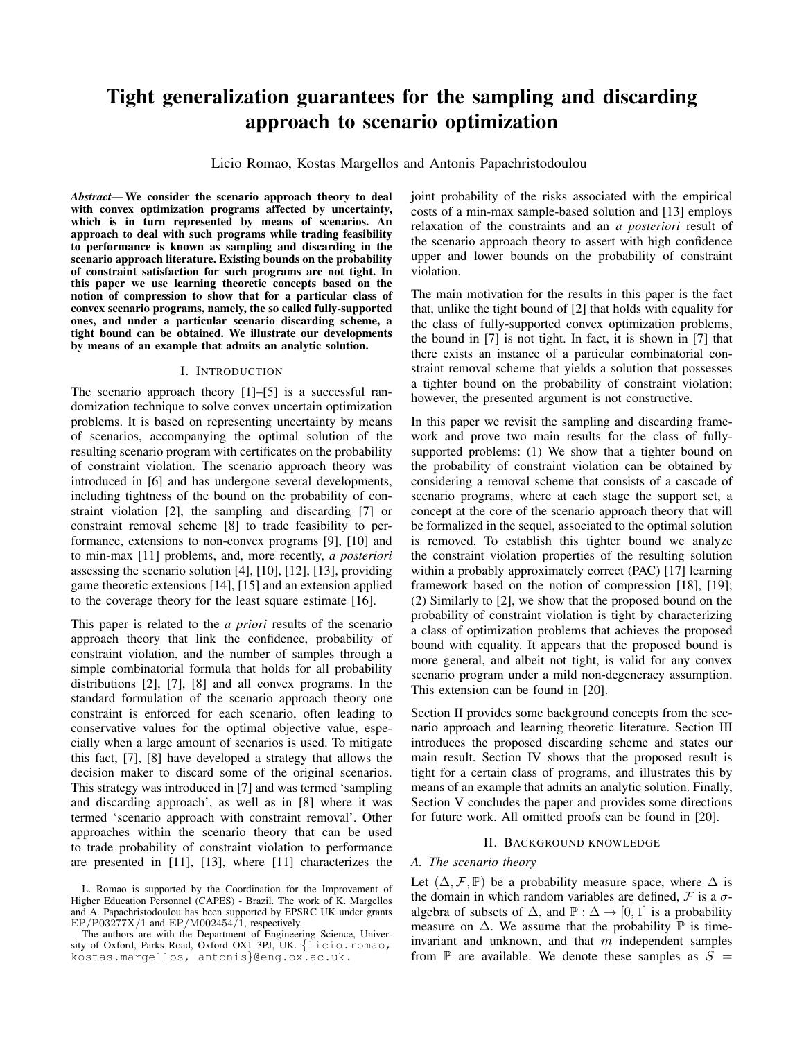# Tight generalization guarantees for the sampling and discarding approach to scenario optimization

Licio Romao, Kostas Margellos and Antonis Papachristodoulou

***Abstract*— We consider the scenario approach theory to deal with convex optimization programs affected by uncertainty, which is in turn represented by means of scenarios. An approach to deal with such programs while trading feasibility to performance is known as sampling and discarding in the scenario approach literature. Existing bounds on the probability of constraint satisfaction for such programs are not tight. In this paper we use learning theoretic concepts based on the notion of compression to show that for a particular class of convex scenario programs, namely, the so called fully-supported ones, and under a particular scenario discarding scheme, a tight bound can be obtained. We illustrate our developments by means of an example that admits an analytic solution.**

## I. Introduction

The scenario approach theory [1]–[5] is a successful randomization technique to solve convex uncertain optimization problems. It is based on representing uncertainty by means of scenarios, accompanying the optimal solution of the resulting scenario program with certificates on the probability of constraint violation. The scenario approach theory was introduced in [6] and has undergone several developments, including tightness of the bound on the probability of constraint violation [2], the sampling and discarding [7] or constraint removal scheme [8] to trade feasibility to performance, extensions to non-convex programs [9], [10] and to min-max [11] problems, and, more recently, *a posteriori* assessing the scenario solution [4], [10], [12], [13], providing game theoretic extensions [14], [15] and an extension applied to the coverage theory for the least square estimate [16].

This paper is related to the *a priori* results of the scenario approach theory that link the confidence, probability of constraint violation, and the number of samples through a simple combinatorial formula that holds for all probability distributions [2], [7], [8] and all convex programs. In the standard formulation of the scenario approach theory one constraint is enforced for each scenario, often leading to conservative values for the optimal objective value, especially when a large amount of scenarios is used. To mitigate this fact, [7], [8] have developed a strategy that allows the decision maker to discard some of the original scenarios. This strategy was introduced in [7] and was termed 'sampling and discarding approach', as well as in [8] where it was termed 'scenario approach with constraint removal'. Other approaches within the scenario theory that can be used to trade probability of constraint violation to performance are presented in [11], [13], where [11] characterizes the joint probability of the risks associated with the empirical costs of a min-max sample-based solution and [13] employs relaxation of the constraints and an *a posteriori* result of the scenario approach theory to assert with high confidence upper and lower bounds on the probability of constraint violation.

The main motivation for the results in this paper is the fact that, unlike the tight bound of [2] that holds with equality for the class of fully-supported convex optimization problems, the bound in [7] is not tight. In fact, it is shown in [7] that there exists an instance of a particular combinatorial constraint removal scheme that yields a solution that possesses a tighter bound on the probability of constraint violation; however, the presented argument is not constructive.

In this paper we revisit the sampling and discarding framework and prove two main results for the class of fully-supported problems: (1) We show that a tighter bound on the probability of constraint violation can be obtained by considering a removal scheme that consists of a cascade of scenario programs, where at each stage the support set, a concept at the core of the scenario approach theory that will be formalized in the sequel, associated to the optimal solution is removed. To establish this tighter bound we analyze the constraint violation properties of the resulting solution within a probably approximately correct (PAC) [17] learning framework based on the notion of compression [18], [19]; (2) Similarly to [2], we show that the proposed bound on the probability of constraint violation is tight by characterizing a class of optimization problems that achieves the proposed bound with equality. It appears that the proposed bound is more general, and albeit not tight, is valid for any convex scenario program under a mild non-degeneracy assumption. This extension can be found in [20].

Section II provides some background concepts from the scenario approach and learning theoretic literature. Section III introduces the proposed discarding scheme and states our main result. Section IV shows that the proposed result is tight for a certain class of programs, and illustrates this by means of an example that admits an analytic solution. Finally, Section V concludes the paper and provides some directions for future work. All omitted proofs can be found in [20].

## II. Background knowledge

### A. The scenario theory

Let $(\Delta, \mathcal{F}, \mathbb{P})$ be a probability measure space, where $\Delta$ is the domain in which random variables are defined, $\mathcal{F}$ is a $\sigma$-algebra of subsets of $\Delta$, and $\mathbb{P} : \Delta \to [0, 1]$ is a probability measure on $\Delta$. We assume that the probability $\mathbb{P}$ is time-invariant and unknown, and that $m$ independent samples from $\mathbb{P}$ are available. We denote these samples as $S =$

L. Romao is supported by the Coordination for the Improvement of Higher Education Personnel (CAPES) - Brazil. The work of K. Margellos and A. Papachristodoulou has been supported by EPSRC UK under grants EP/P03277X/1 and EP/M002454/1, respectively.

The authors are with the Department of Engineering Science, University of Oxford, Parks Road, Oxford OX1 3PJ, UK. {licio.romao, kostas.margellos, antonis}@eng.ox.ac.uk.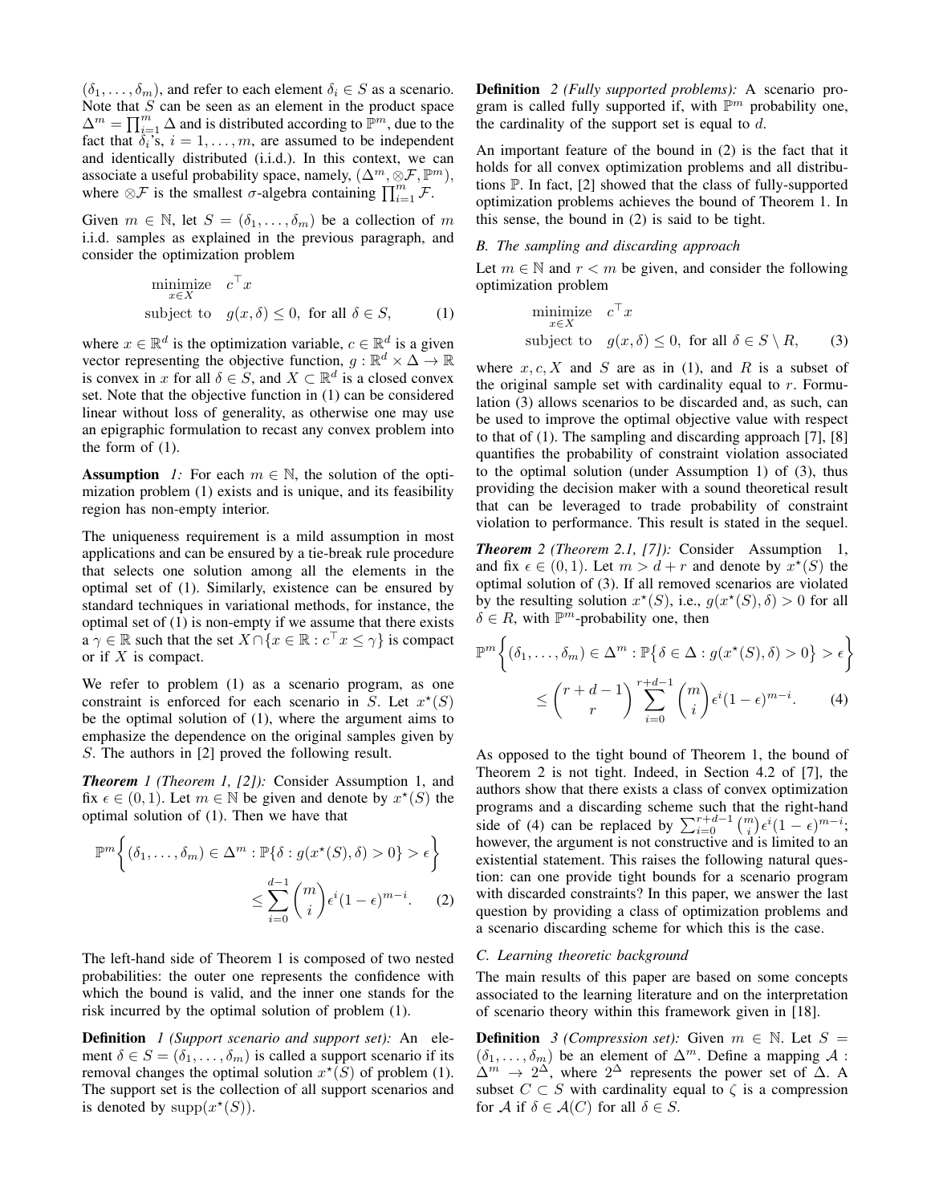$(\delta_1, \ldots, \delta_m)$, and refer to each element $\delta_i \in S$ as a scenario. Note that $S$ can be seen as an element in the product space $\Delta^m = \prod_{i=1}^m \Delta$ and is distributed according to $\mathbb{P}^m$, due to the fact that $\delta_i$'s, $i = 1, \ldots, m$, are assumed to be independent and identically distributed (i.i.d.). In this context, we can associate a useful probability space, namely, $(\Delta^m, \otimes\mathcal{F}, \mathbb{P}^m)$, where $\otimes\mathcal{F}$ is the smallest $\sigma$-algebra containing $\prod_{i=1}^m \mathcal{F}$.

Given $m \in \mathbb{N}$, let $S = (\delta_1, \ldots, \delta_m)$ be a collection of $m$ i.i.d. samples as explained in the previous paragraph, and consider the optimization problem

$$\begin{aligned} &\underset{x \in X}{\text{minimize}} \quad c^\top x \\ &\text{subject to} \quad g(x, \delta) \leq 0, \text{ for all } \delta \in S, \end{aligned} \tag{1}$$

where $x \in \mathbb{R}^d$ is the optimization variable, $c \in \mathbb{R}^d$ is a given vector representing the objective function, $g : \mathbb{R}^d \times \Delta \to \mathbb{R}$ is convex in $x$ for all $\delta \in S$, and $X \subset \mathbb{R}^d$ is a closed convex set. Note that the objective function in (1) can be considered linear without loss of generality, as otherwise one may use an epigraphic formulation to recast any convex problem into the form of (1).

**Assumption** *1:* For each $m \in \mathbb{N}$, the solution of the optimization problem (1) exists and is unique, and its feasibility region has non-empty interior.

The uniqueness requirement is a mild assumption in most applications and can be ensured by a tie-break rule procedure that selects one solution among all the elements in the optimal set of (1). Similarly, existence can be ensured by standard techniques in variational methods, for instance, the optimal set of (1) is non-empty if we assume that there exists a $\gamma \in \mathbb{R}$ such that the set $X \cap \{x \in \mathbb{R} : c^\top x \leq \gamma\}$ is compact or if $X$ is compact.

We refer to problem (1) as a scenario program, as one constraint is enforced for each scenario in $S$. Let $x^\star(S)$ be the optimal solution of (1), where the argument aims to emphasize the dependence on the original samples given by $S$. The authors in [2] proved the following result.

***Theorem** 1 (Theorem 1, [2]):* Consider Assumption 1, and fix $\epsilon \in (0, 1)$. Let $m \in \mathbb{N}$ be given and denote by $x^\star(S)$ the optimal solution of (1). Then we have that

$$\mathbb{P}^m\bigg\{(\delta_1, \ldots, \delta_m) \in \Delta^m : \mathbb{P}\{\delta : g(x^\star(S), \delta) > 0\} > \epsilon\bigg\} \leq \sum_{i=0}^{d-1} \binom{m}{i} \epsilon^i (1-\epsilon)^{m-i}. \tag{2}$$

The left-hand side of Theorem 1 is composed of two nested probabilities: the outer one represents the confidence with which the bound is valid, and the inner one stands for the risk incurred by the optimal solution of problem (1).

**Definition** *1 (Support scenario and support set):* An element $\delta \in S = (\delta_1, \ldots, \delta_m)$ is called a support scenario if its removal changes the optimal solution $x^\star(S)$ of problem (1). The support set is the collection of all support scenarios and is denoted by $\mathrm{supp}(x^\star(S))$.

**Definition** *2 (Fully supported problems):* A scenario program is called fully supported if, with $\mathbb{P}^m$ probability one, the cardinality of the support set is equal to $d$.

An important feature of the bound in (2) is the fact that it holds for all convex optimization problems and all distributions $\mathbb{P}$. In fact, [2] showed that the class of fully-supported optimization problems achieves the bound of Theorem 1. In this sense, the bound in (2) is said to be tight.

### *B. The sampling and discarding approach*

Let $m \in \mathbb{N}$ and $r < m$ be given, and consider the following optimization problem

$$\begin{aligned} &\underset{x \in X}{\text{minimize}} \quad c^\top x \\ &\text{subject to} \quad g(x, \delta) \leq 0, \text{ for all } \delta \in S \setminus R, \end{aligned} \tag{3}$$

where $x, c, X$ and $S$ are as in (1), and $R$ is a subset of the original sample set with cardinality equal to $r$. Formulation (3) allows scenarios to be discarded and, as such, can be used to improve the optimal objective value with respect to that of (1). The sampling and discarding approach [7], [8] quantifies the probability of constraint violation associated to the optimal solution (under Assumption 1) of (3), thus providing the decision maker with a sound theoretical result that can be leveraged to trade probability of constraint violation to performance. This result is stated in the sequel.

***Theorem** 2 (Theorem 2.1, [7]):* Consider Assumption 1, and fix $\epsilon \in (0, 1)$. Let $m > d + r$ and denote by $x^\star(S)$ the optimal solution of (3). If all removed scenarios are violated by the resulting solution $x^\star(S)$, i.e., $g(x^\star(S), \delta) > 0$ for all $\delta \in R$, with $\mathbb{P}^m$-probability one, then

$$\mathbb{P}^m\bigg\{(\delta_1, \ldots, \delta_m) \in \Delta^m : \mathbb{P}\big\{\delta \in \Delta : g(x^\star(S), \delta) > 0\big\} > \epsilon\bigg\} \leq \binom{r+d-1}{r} \sum_{i=0}^{r+d-1} \binom{m}{i} \epsilon^i (1-\epsilon)^{m-i}. \tag{4}$$

As opposed to the tight bound of Theorem 1, the bound of Theorem 2 is not tight. Indeed, in Section 4.2 of [7], the authors show that there exists a class of convex optimization programs and a discarding scheme such that the right-hand side of (4) can be replaced by $\sum_{i=0}^{r+d-1} \binom{m}{i} \epsilon^i (1-\epsilon)^{m-i}$; however, the argument is not constructive and is limited to an existential statement. This raises the following natural question: can one provide tight bounds for a scenario program with discarded constraints? In this paper, we answer the last question by providing a class of optimization problems and a scenario discarding scheme for which this is the case.

### *C. Learning theoretic background*

The main results of this paper are based on some concepts associated to the learning literature and on the interpretation of scenario theory within this framework given in [18].

**Definition** *3 (Compression set):* Given $m \in \mathbb{N}$. Let $S = (\delta_1, \ldots, \delta_m)$ be an element of $\Delta^m$. Define a mapping $\mathcal{A} : \Delta^m \to 2^\Delta$, where $2^\Delta$ represents the power set of $\Delta$. A subset $C \subset S$ with cardinality equal to $\zeta$ is a compression for $\mathcal{A}$ if $\delta \in \mathcal{A}(C)$ for all $\delta \in S$.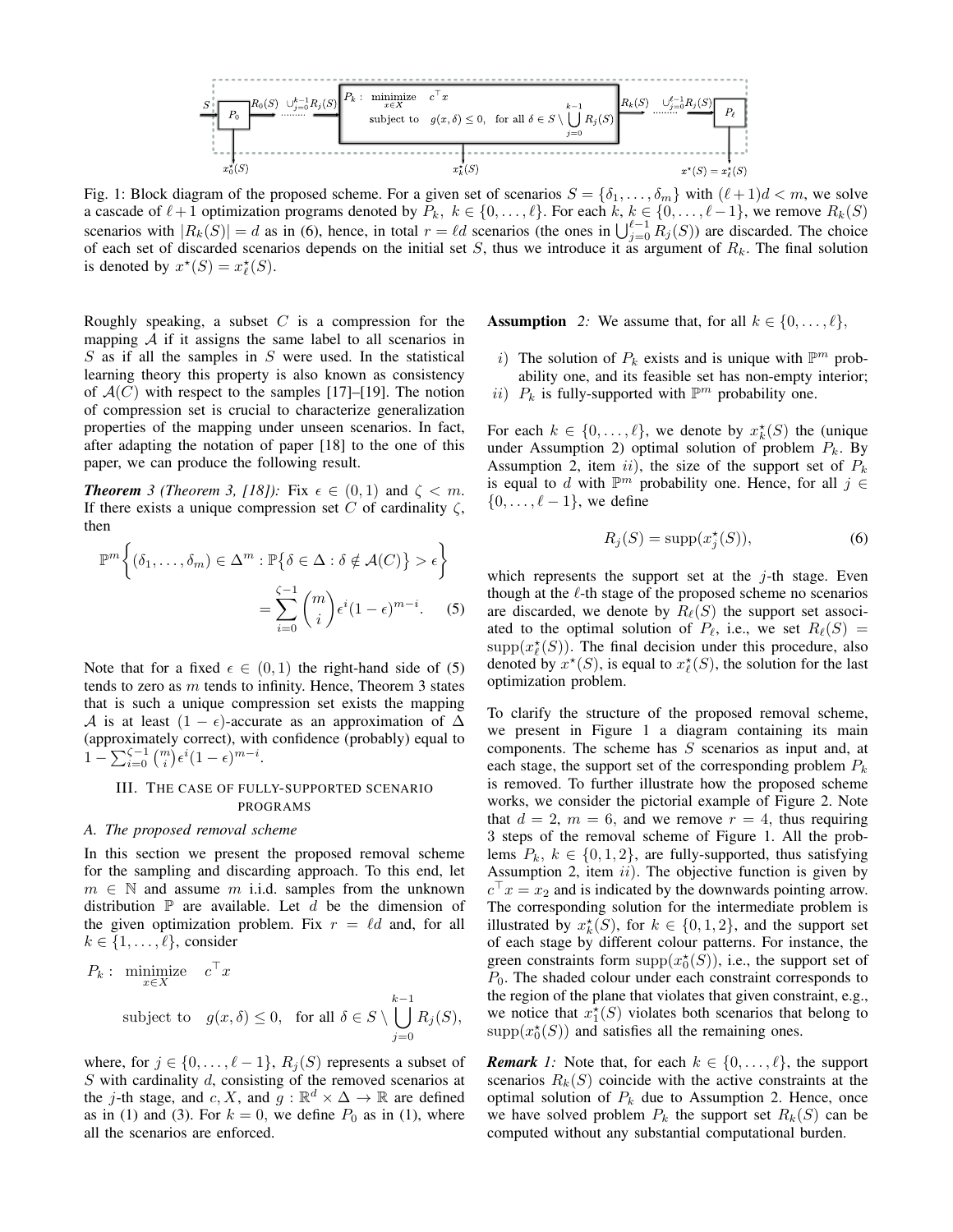Fig. 1: Block diagram of the proposed scheme. For a given set of scenarios $S = \{\delta_1, \dots, \delta_m\}$ with $(\ell+1)d < m$, we solve a cascade of $\ell+1$ optimization programs denoted by $P_k$, $k \in \{0, \dots, \ell\}$. For each $k$, $k \in \{0, \dots, \ell-1\}$, we remove $R_k(S)$ scenarios with $|R_k(S)| = d$ as in (6), hence, in total $r = \ell d$ scenarios (the ones in $\bigcup_{j=0}^{\ell-1} R_j(S)$) are discarded. The choice of each set of discarded scenarios depends on the initial set $S$, thus we introduce it as argument of $R_k$. The final solution is denoted by $x^\star(S) = x^\star_\ell(S)$.

Roughly speaking, a subset $C$ is a compression for the mapping $\mathcal{A}$ if it assigns the same label to all scenarios in $S$ as if all the samples in $S$ were used. In the statistical learning theory this property is also known as consistency of $\mathcal{A}(C)$ with respect to the samples [17]–[19]. The notion of compression set is crucial to characterize generalization properties of the mapping under unseen scenarios. In fact, after adapting the notation of paper [18] to the one of this paper, we can produce the following result.

***Theorem 3 (Theorem 3, [18]):*** Fix $\epsilon \in (0,1)$ and $\zeta < m$. If there exists a unique compression set $C$ of cardinality $\zeta$, then

$$\mathbb{P}^m\bigg\{(\delta_1, \dots, \delta_m) \in \Delta^m : \mathbb{P}\big\{\delta \in \Delta : \delta \notin \mathcal{A}(C)\big\} > \epsilon\bigg\} = \sum_{i=0}^{\zeta-1} \binom{m}{i} \epsilon^i (1-\epsilon)^{m-i}. \quad (5)$$

Note that for a fixed $\epsilon \in (0,1)$ the right-hand side of (5) tends to zero as $m$ tends to infinity. Hence, Theorem 3 states that is such a unique compression set exists the mapping $\mathcal{A}$ is at least $(1-\epsilon)$-accurate as an approximation of $\Delta$ (approximately correct), with confidence (probably) equal to $1 - \sum_{i=0}^{\zeta-1} \binom{m}{i} \epsilon^i (1-\epsilon)^{m-i}$.

## III. The case of fully-supported scenario programs

### A. The proposed removal scheme

In this section we present the proposed removal scheme for the sampling and discarding approach. To this end, let $m \in \mathbb{N}$ and assume $m$ i.i.d. samples from the unknown distribution $\mathbb{P}$ are available. Let $d$ be the dimension of the given optimization problem. Fix $r = \ell d$ and, for all $k \in \{1, \dots, \ell\}$, consider

$$P_k: \underset{x \in X}{\text{minimize}} \quad c^\top x$$
$$\text{subject to} \quad g(x, \delta) \leq 0, \quad \text{for all } \delta \in S \setminus \bigcup_{j=0}^{k-1} R_j(S),$$

where, for $j \in \{0, \dots, \ell-1\}$, $R_j(S)$ represents a subset of $S$ with cardinality $d$, consisting of the removed scenarios at the $j$-th stage, and $c$, $X$, and $g : \mathbb{R}^d \times \Delta \to \mathbb{R}$ are defined as in (1) and (3). For $k = 0$, we define $P_0$ as in (1), where all the scenarios are enforced.

**Assumption** *2:* We assume that, for all $k \in \{0, \dots, \ell\}$,

$i)$ The solution of $P_k$ exists and is unique with $\mathbb{P}^m$ probability one, and its feasible set has non-empty interior;
$ii)$ $P_k$ is fully-supported with $\mathbb{P}^m$ probability one.

For each $k \in \{0, \dots, \ell\}$, we denote by $x^\star_k(S)$ the (unique under Assumption 2) optimal solution of problem $P_k$. By Assumption 2, item $ii)$, the size of the support set of $P_k$ is equal to $d$ with $\mathbb{P}^m$ probability one. Hence, for all $j \in \{0, \dots, \ell-1\}$, we define

$$R_j(S) = \text{supp}(x^\star_j(S)), \quad (6)$$

which represents the support set at the $j$-th stage. Even though at the $\ell$-th stage of the proposed scheme no scenarios are discarded, we denote by $R_\ell(S)$ the support set associated to the optimal solution of $P_\ell$, i.e., we set $R_\ell(S) = \text{supp}(x^\star_\ell(S))$. The final decision under this procedure, also denoted by $x^\star(S)$, is equal to $x^\star_\ell(S)$, the solution for the last optimization problem.

To clarify the structure of the proposed removal scheme, we present in Figure 1 a diagram containing its main components. The scheme has $S$ scenarios as input and, at each stage, the support set of the corresponding problem $P_k$ is removed. To further illustrate how the proposed scheme works, we consider the pictorial example of Figure 2. Note that $d = 2$, $m = 6$, and we remove $r = 4$, thus requiring 3 steps of the removal scheme of Figure 1. All the problems $P_k$, $k \in \{0, 1, 2\}$, are fully-supported, thus satisfying Assumption 2, item $ii)$. The objective function is given by $c^\top x = x_2$ and is indicated by the downwards pointing arrow. The corresponding solution for the intermediate problem is illustrated by $x^\star_k(S)$, for $k \in \{0, 1, 2\}$, and the support set of each stage by different colour patterns. For instance, the green constraints form $\text{supp}(x^\star_0(S))$, i.e., the support set of $P_0$. The shaded colour under each constraint corresponds to the region of the plane that violates that given constraint, e.g., we notice that $x^\star_1(S)$ violates both scenarios that belong to $\text{supp}(x^\star_0(S))$ and satisfies all the remaining ones.

***Remark 1:*** Note that, for each $k \in \{0, \dots, \ell\}$, the support scenarios $R_k(S)$ coincide with the active constraints at the optimal solution of $P_k$ due to Assumption 2. Hence, once we have solved problem $P_k$ the support set $R_k(S)$ can be computed without any substantial computational burden.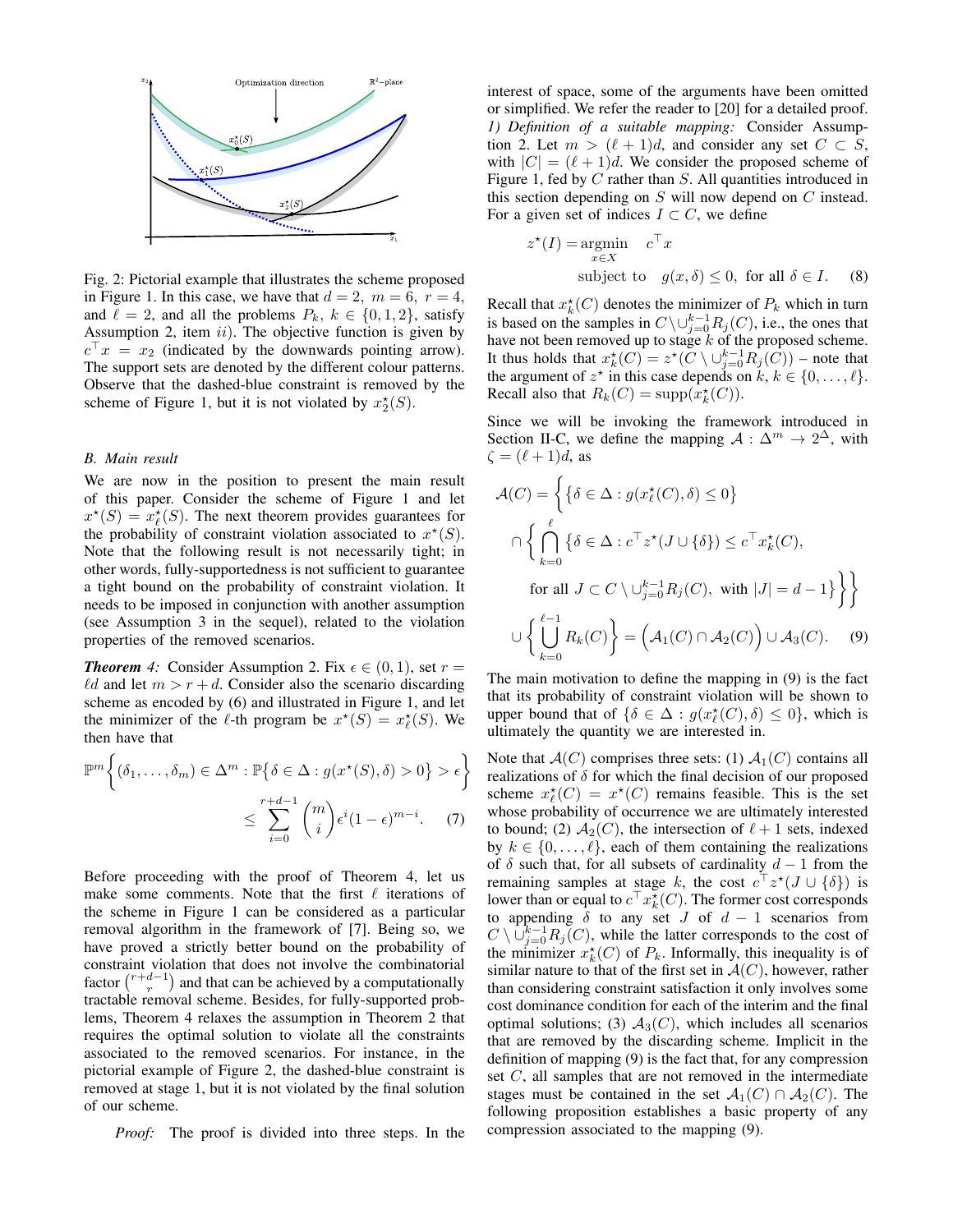Fig. 2: Pictorial example that illustrates the scheme proposed in Figure 1. In this case, we have that $d = 2$, $m = 6$, $r = 4$, and $\ell = 2$, and all the problems $P_k$, $k \in \{0, 1, 2\}$, satisfy Assumption 2, item *ii*). The objective function is given by $c^\top x = x_2$ (indicated by the downwards pointing arrow). The support sets are denoted by the different colour patterns. Observe that the dashed-blue constraint is removed by the scheme of Figure 1, but it is not violated by $x_2^\star(S)$.

### B. Main result

We are now in the position to present the main result of this paper. Consider the scheme of Figure 1 and let $x^\star(S) = x_\ell^\star(S)$. The next theorem provides guarantees for the probability of constraint violation associated to $x^\star(S)$. Note that the following result is not necessarily tight; in other words, fully-supportedness is not sufficient to guarantee a tight bound on the probability of constraint violation. It needs to be imposed in conjunction with another assumption (see Assumption 3 in the sequel), related to the violation properties of the removed scenarios.

***Theorem 4:*** Consider Assumption 2. Fix $\epsilon \in (0, 1)$, set $r = \ell d$ and let $m > r + d$. Consider also the scenario discarding scheme as encoded by (6) and illustrated in Figure 1, and let the minimizer of the $\ell$-th program be $x^\star(S) = x_\ell^\star(S)$. We then have that

$$\mathbb{P}^m\Big\{(\delta_1, \dots, \delta_m) \in \Delta^m : \mathbb{P}\big\{\delta \in \Delta : g(x^\star(S), \delta) > 0\big\} > \epsilon\Big\} \leq \sum_{i=0}^{r+d-1} \binom{m}{i} \epsilon^i (1-\epsilon)^{m-i}. \quad (7)$$

Before proceeding with the proof of Theorem 4, let us make some comments. Note that the first $\ell$ iterations of the scheme in Figure 1 can be considered as a particular removal algorithm in the framework of [7]. Being so, we have proved a strictly better bound on the probability of constraint violation that does not involve the combinatorial factor $\binom{r+d-1}{r}$ and that can be achieved by a computationally tractable removal scheme. Besides, for fully-supported problems, Theorem 4 relaxes the assumption in Theorem 2 that requires the optimal solution to violate all the constraints associated to the removed scenarios. For instance, in the pictorial example of Figure 2, the dashed-blue constraint is removed at stage 1, but it is not violated by the final solution of our scheme.

*Proof:* The proof is divided into three steps. In the interest of space, some of the arguments have been omitted or simplified. We refer the reader to [20] for a detailed proof.

*1) Definition of a suitable mapping:* Consider Assumption 2. Let $m > (\ell + 1)d$, and consider any set $C \subset S$, with $|C| = (\ell + 1)d$. We consider the proposed scheme of Figure 1, fed by $C$ rather than $S$. All quantities introduced in this section depending on $S$ will now depend on $C$ instead. For a given set of indices $I \subset C$, we define

$$z^\star(I) = \underset{x \in X}{\operatorname{argmin}} \quad c^\top x \qquad \text{subject to} \quad g(x, \delta) \leq 0, \text{ for all } \delta \in I. \quad (8)$$

Recall that $x_k^\star(C)$ denotes the minimizer of $P_k$ which in turn is based on the samples in $C \setminus \cup_{j=0}^{k-1} R_j(C)$, i.e., the ones that have not been removed up to stage $k$ of the proposed scheme. It thus holds that $x_k^\star(C) = z^\star(C \setminus \cup_{j=0}^{k-1} R_j(C))$ – note that the argument of $z^\star$ in this case depends on $k$, $k \in \{0, \dots, \ell\}$. Recall also that $R_k(C) = \operatorname{supp}(x_k^\star(C))$.

Since we will be invoking the framework introduced in Section II-C, we define the mapping $\mathcal{A} : \Delta^m \to 2^\Delta$, with $\zeta = (\ell + 1)d$, as

$$\begin{aligned}
\mathcal{A}(C) = &\Bigg\{\big\{\delta \in \Delta : g(x_\ell^\star(C), \delta) \leq 0\big\} \\
&\cap \Bigg\{ \bigcap_{k=0}^{\ell} \big\{\delta \in \Delta : c^\top z^\star(J \cup \{\delta\}) \leq c^\top x_k^\star(C), \\
&\quad \text{for all } J \subset C \setminus \cup_{j=0}^{k-1} R_j(C), \text{ with } |J| = d - 1\big\}\Bigg\}\Bigg\} \\
&\cup \Bigg\{ \bigcup_{k=0}^{\ell-1} R_k(C) \Bigg\} = \Big(\mathcal{A}_1(C) \cap \mathcal{A}_2(C)\Big) \cup \mathcal{A}_3(C). \quad (9)
\end{aligned}$$

The main motivation to define the mapping in (9) is the fact that its probability of constraint violation will be shown to upper bound that of $\{\delta \in \Delta : g(x_\ell^\star(C), \delta) \leq 0\}$, which is ultimately the quantity we are interested in.

Note that $\mathcal{A}(C)$ comprises three sets: (1) $\mathcal{A}_1(C)$ contains all realizations of $\delta$ for which the final decision of our proposed scheme $x_\ell^\star(C) = x^\star(C)$ remains feasible. This is the set whose probability of occurrence we are ultimately interested to bound; (2) $\mathcal{A}_2(C)$, the intersection of $\ell + 1$ sets, indexed by $k \in \{0, \dots, \ell\}$, each of them containing the realizations of $\delta$ such that, for all subsets of cardinality $d - 1$ from the remaining samples at stage $k$, the cost $c^\top z^\star(J \cup \{\delta\})$ is lower than or equal to $c^\top x_k^\star(C)$. The former cost corresponds to appending $\delta$ to any set $J$ of $d - 1$ scenarios from $C \setminus \cup_{j=0}^{k-1} R_j(C)$, while the latter corresponds to the cost of the minimizer $x_k^\star(C)$ of $P_k$. Informally, this inequality is of similar nature to that of the first set in $\mathcal{A}(C)$, however, rather than considering constraint satisfaction it only involves some cost dominance condition for each of the interim and the final optimal solutions; (3) $\mathcal{A}_3(C)$, which includes all scenarios that are removed by the discarding scheme. Implicit in the definition of mapping (9) is the fact that, for any compression set $C$, all samples that are not removed in the intermediate stages must be contained in the set $\mathcal{A}_1(C) \cap \mathcal{A}_2(C)$. The following proposition establishes a basic property of any compression associated to the mapping (9).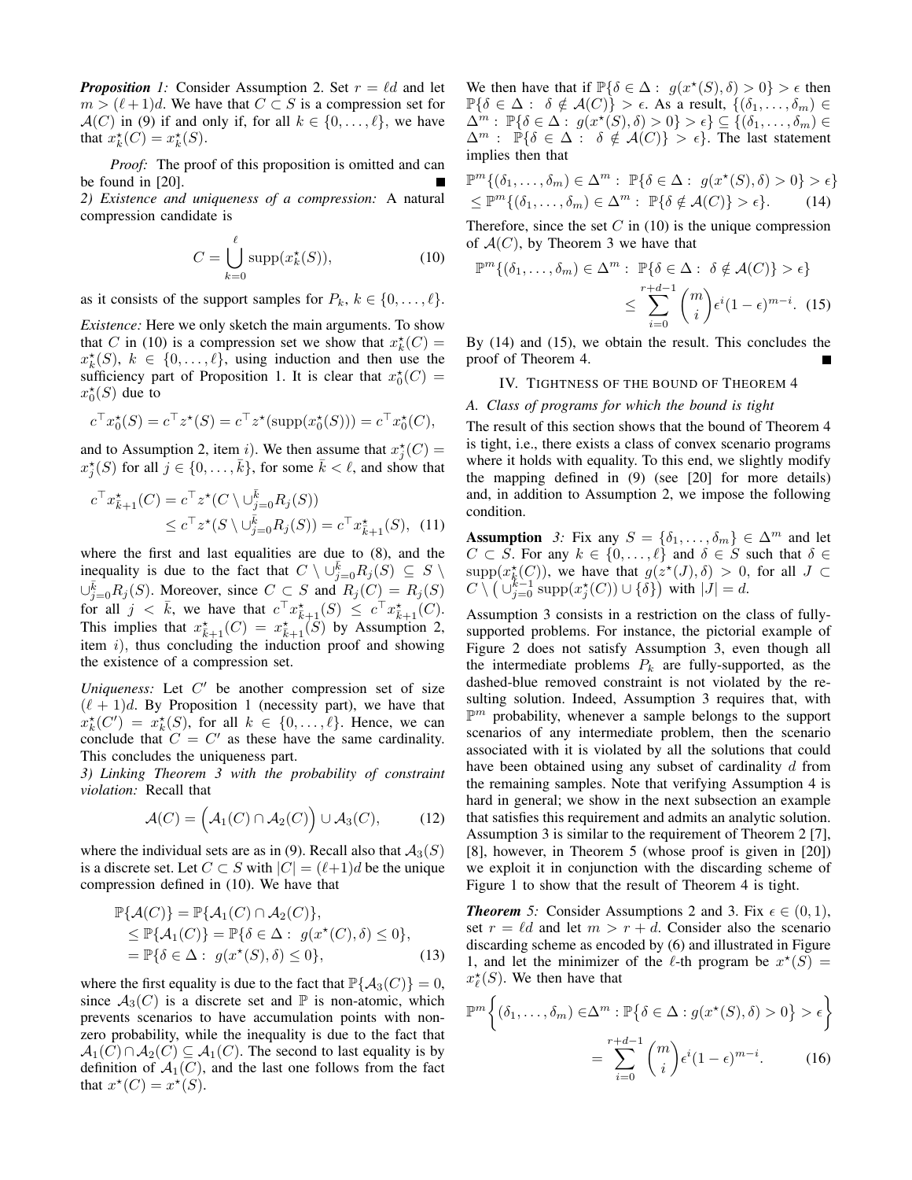*Proposition 1:* Consider Assumption 2. Set $r = \ell d$ and let $m > (\ell+1)d$. We have that $C \subset S$ is a compression set for $\mathcal{A}(C)$ in (9) if and only if, for all $k \in \{0, \ldots, \ell\}$, we have that $x_k^\star(C) = x_k^\star(S)$.

*Proof:* The proof of this proposition is omitted and can be found in [20]. ∎

*2) Existence and uniqueness of a compression:* A natural compression candidate is

$$C = \bigcup_{k=0}^{\ell} \mathrm{supp}(x_k^\star(S)), \tag{10}$$

as it consists of the support samples for $P_k$, $k \in \{0, \ldots, \ell\}$.

*Existence:* Here we only sketch the main arguments. To show that $C$ in (10) is a compression set we show that $x_k^\star(C) = x_k^\star(S)$, $k \in \{0, \ldots, \ell\}$, using induction and then use the sufficiency part of Proposition 1. It is clear that $x_0^\star(C) = x_0^\star(S)$ due to

$$c^\top x_0^\star(S) = c^\top z^\star(S) = c^\top z^\star(\mathrm{supp}(x_0^\star(S))) = c^\top x_0^\star(C),$$

and to Assumption 2, item $i)$. We then assume that $x_j^\star(C) = x_j^\star(S)$ for all $j \in \{0, \ldots, \bar{k}\}$, for some $\bar{k} < \ell$, and show that

$$\begin{aligned} c^\top x_{\bar{k}+1}^\star(C) &= c^\top z^\star(C \setminus \cup_{j=0}^{\bar{k}} R_j(S)) \\ &\leq c^\top z^\star(S \setminus \cup_{j=0}^{\bar{k}} R_j(S)) = c^\top x_{\bar{k}+1}^\star(S), \end{aligned} \tag{11}$$

where the first and last equalities are due to (8), and the inequality is due to the fact that $C \setminus \cup_{j=0}^{\bar{k}} R_j(S) \subseteq S \setminus \cup_{j=0}^{\bar{k}} R_j(S)$. Moreover, since $C \subset S$ and $R_j(C) = R_j(S)$ for all $j < \bar{k}$, we have that $c^\top x_{\bar{k}+1}^\star(S) \leq c^\top x_{\bar{k}+1}^\star(C)$. This implies that $x_{\bar{k}+1}^\star(C) = x_{\bar{k}+1}^\star(S)$ by Assumption 2, item $i)$, thus concluding the induction proof and showing the existence of a compression set.

*Uniqueness:* Let $C'$ be another compression set of size $(\ell+1)d$. By Proposition 1 (necessity part), we have that $x_k^\star(C') = x_k^\star(S)$, for all $k \in \{0, \ldots, \ell\}$. Hence, we can conclude that $C = C'$ as these have the same cardinality. This concludes the uniqueness part.

*3) Linking Theorem 3 with the probability of constraint violation:* Recall that

$$\mathcal{A}(C) = \Big(\mathcal{A}_1(C) \cap \mathcal{A}_2(C)\Big) \cup \mathcal{A}_3(C), \tag{12}$$

where the individual sets are as in (9). Recall also that $\mathcal{A}_3(S)$ is a discrete set. Let $C \subset S$ with $|C| = (\ell+1)d$ be the unique compression defined in (10). We have that

$$\begin{aligned} \mathbb{P}\{\mathcal{A}(C)\} &= \mathbb{P}\{\mathcal{A}_1(C) \cap \mathcal{A}_2(C)\}, \\ &\leq \mathbb{P}\{\mathcal{A}_1(C)\} = \mathbb{P}\{\delta \in \Delta : \ g(x^\star(C), \delta) \leq 0\}, \\ &= \mathbb{P}\{\delta \in \Delta : \ g(x^\star(S), \delta) \leq 0\}, \end{aligned} \tag{13}$$

where the first equality is due to the fact that $\mathbb{P}\{\mathcal{A}_3(C)\} = 0$, since $\mathcal{A}_3(C)$ is a discrete set and $\mathbb{P}$ is non-atomic, which prevents scenarios to have accumulation points with non-zero probability, while the inequality is due to the fact that $\mathcal{A}_1(C) \cap \mathcal{A}_2(C) \subseteq \mathcal{A}_1(C)$. The second to last equality is by definition of $\mathcal{A}_1(C)$, and the last one follows from the fact that $x^\star(C) = x^\star(S)$.

We then have that if $\mathbb{P}\{\delta \in \Delta : \ g(x^\star(S), \delta) > 0\} > \epsilon$ then $\mathbb{P}\{\delta \in \Delta : \ \delta \notin \mathcal{A}(C)\} > \epsilon$. As a result, $\{(\delta_1, \ldots, \delta_m) \in \Delta^m : \ \mathbb{P}\{\delta \in \Delta : \ g(x^\star(S), \delta) > 0\} > \epsilon\} \subseteq \{(\delta_1, \ldots, \delta_m) \in \Delta^m : \ \mathbb{P}\{\delta \in \Delta : \ \delta \notin \mathcal{A}(C)\} > \epsilon\}$. The last statement implies then that

$$\begin{aligned} &\mathbb{P}^m\{(\delta_1, \ldots, \delta_m) \in \Delta^m : \ \mathbb{P}\{\delta \in \Delta : \ g(x^\star(S), \delta) > 0\} > \epsilon\} \\ &\leq \mathbb{P}^m\{(\delta_1, \ldots, \delta_m) \in \Delta^m : \ \mathbb{P}\{\delta \notin \mathcal{A}(C)\} > \epsilon\}. \end{aligned} \tag{14}$$

Therefore, since the set $C$ in (10) is the unique compression of $\mathcal{A}(C)$, by Theorem 3 we have that

$$\begin{aligned} \mathbb{P}^m\{(\delta_1, \ldots, \delta_m) \in \Delta^m : \ \mathbb{P}\{\delta \in \Delta : \ \delta \notin \mathcal{A}(C)\} > \epsilon\} \\ \leq \sum_{i=0}^{r+d-1} \binom{m}{i} \epsilon^i (1-\epsilon)^{m-i}. \end{aligned} \tag{15}$$

By (14) and (15), we obtain the result. This concludes the proof of Theorem 4. ∎

## IV. Tightness of the bound of Theorem 4

### A. Class of programs for which the bound is tight

The result of this section shows that the bound of Theorem 4 is tight, i.e., there exists a class of convex scenario programs where it holds with equality. To this end, we slightly modify the mapping defined in (9) (see [20] for more details) and, in addition to Assumption 2, we impose the following condition.

**Assumption** *3:* Fix any $S = \{\delta_1, \ldots, \delta_m\} \in \Delta^m$ and let $C \subset S$. For any $k \in \{0, \ldots, \ell\}$ and $\delta \in S$ such that $\delta \in \mathrm{supp}(x_k^\star(C))$, we have that $g(z^\star(J), \delta) > 0$, for all $J \subset C \setminus \big(\cup_{j=0}^{k-1} \mathrm{supp}(x_j^\star(C)) \cup \{\delta\}\big)$ with $|J| = d$.

Assumption 3 consists in a restriction on the class of fully-supported problems. For instance, the pictorial example of Figure 2 does not satisfy Assumption 3, even though all the intermediate problems $P_k$ are fully-supported, as the dashed-blue removed constraint is not violated by the resulting solution. Indeed, Assumption 3 requires that, with $\mathbb{P}^m$ probability, whenever a sample belongs to the support scenarios of any intermediate problem, then the scenario associated with it is violated by all the solutions that could have been obtained using any subset of cardinality $d$ from the remaining samples. Note that verifying Assumption 4 is hard in general; we show in the next subsection an example that satisfies this requirement and admits an analytic solution. Assumption 3 is similar to the requirement of Theorem 2 [7], [8], however, in Theorem 5 (whose proof is given in [20]) we exploit it in conjunction with the discarding scheme of Figure 1 to show that the result of Theorem 4 is tight.

*Theorem 5:* Consider Assumptions 2 and 3. Fix $\epsilon \in (0, 1)$, set $r = \ell d$ and let $m > r + d$. Consider also the scenario discarding scheme as encoded by (6) and illustrated in Figure 1, and let the minimizer of the $\ell$-th program be $x^\star(S) = x_\ell^\star(S)$. We then have that

$$\begin{aligned} \mathbb{P}^m\Big\{(\delta_1, \ldots, \delta_m) \in \Delta^m : \mathbb{P}\big\{\delta \in \Delta : g(x^\star(S), \delta) > 0\big\} > \epsilon\Big\} \\ = \sum_{i=0}^{r+d-1} \binom{m}{i} \epsilon^i (1-\epsilon)^{m-i}. \end{aligned} \tag{16}$$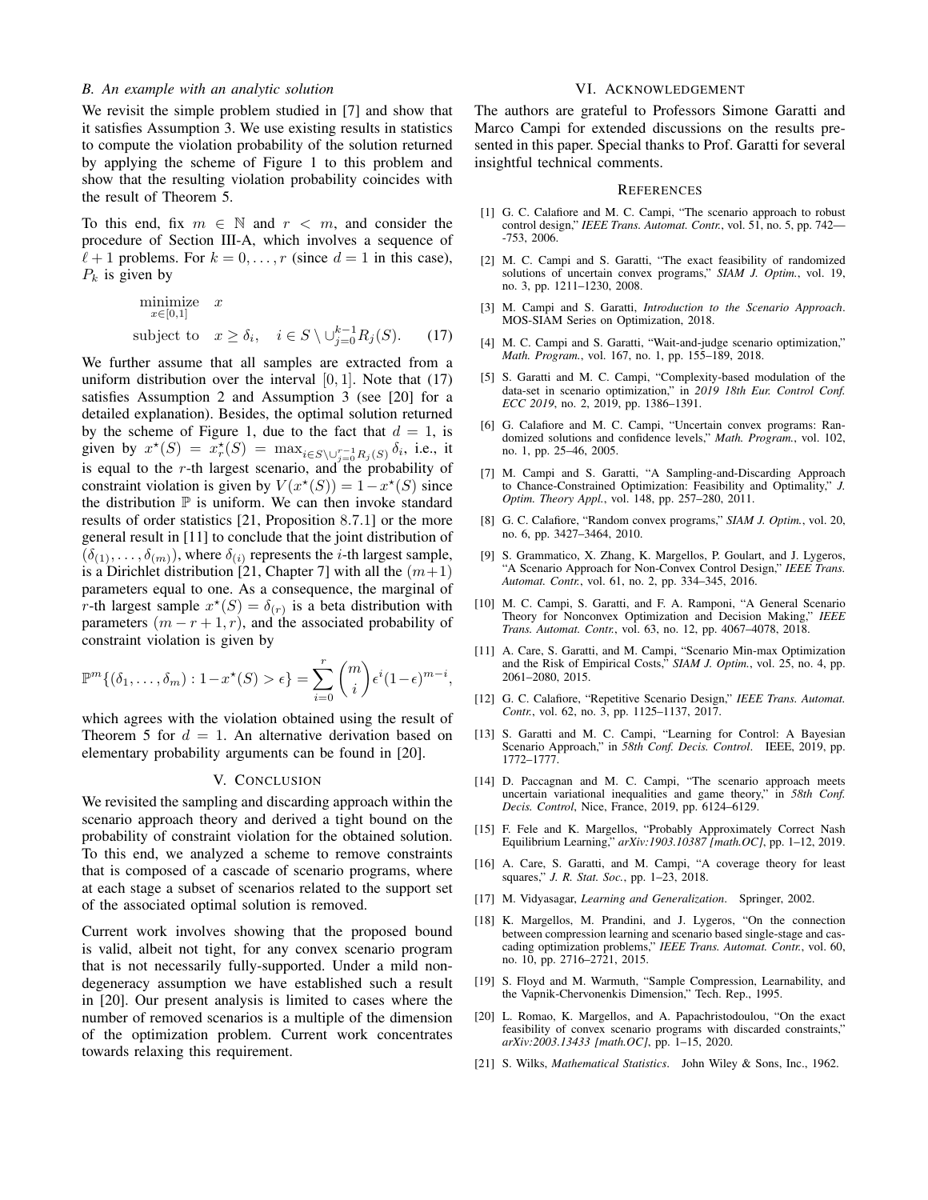### B. An example with an analytic solution

We revisit the simple problem studied in [7] and show that it satisfies Assumption 3. We use existing results in statistics to compute the violation probability of the solution returned by applying the scheme of Figure 1 to this problem and show that the resulting violation probability coincides with the result of Theorem 5.

To this end, fix $m \in \mathbb{N}$ and $r < m$, and consider the procedure of Section III-A, which involves a sequence of $\ell + 1$ problems. For $k = 0, \dots, r$ (since $d = 1$ in this case), $P_k$ is given by

$$
\begin{aligned}
&\underset{x \in [0,1]}{\text{minimize}} \quad x \\
&\text{subject to} \quad x \geq \delta_i, \quad i \in S \setminus \cup_{j=0}^{k-1} R_j(S).
\end{aligned} \tag{17}
$$

We further assume that all samples are extracted from a uniform distribution over the interval $[0, 1]$. Note that (17) satisfies Assumption 2 and Assumption 3 (see [20] for a detailed explanation). Besides, the optimal solution returned by the scheme of Figure 1, due to the fact that $d = 1$, is given by $x^\star(S) = x^\star_r(S) = \max_{i \in S \setminus \cup_{j=0}^{r-1} R_j(S)} \delta_i$, i.e., it is equal to the $r$-th largest scenario, and the probability of constraint violation is given by $V(x^\star(S)) = 1 - x^\star(S)$ since the distribution $\mathbb{P}$ is uniform. We can then invoke standard results of order statistics [21, Proposition 8.7.1] or the more general result in [11] to conclude that the joint distribution of $(\delta_{(1)}, \dots, \delta_{(m)})$, where $\delta_{(i)}$ represents the $i$-th largest sample, is a Dirichlet distribution [21, Chapter 7] with all the $(m+1)$ parameters equal to one. As a consequence, the marginal of $r$-th largest sample $x^\star(S) = \delta_{(r)}$ is a beta distribution with parameters $(m - r + 1, r)$, and the associated probability of constraint violation is given by

$$
\mathbb{P}^m\{(\delta_1, \dots, \delta_m) : 1 - x^\star(S) > \epsilon\} = \sum_{i=0}^{r} \binom{m}{i} \epsilon^i (1-\epsilon)^{m-i},
$$

which agrees with the violation obtained using the result of Theorem 5 for $d = 1$. An alternative derivation based on elementary probability arguments can be found in [20].

## V. Conclusion

We revisited the sampling and discarding approach within the scenario approach theory and derived a tight bound on the probability of constraint violation for the obtained solution. To this end, we analyzed a scheme to remove constraints that is composed of a cascade of scenario programs, where at each stage a subset of scenarios related to the support set of the associated optimal solution is removed.

Current work involves showing that the proposed bound is valid, albeit not tight, for any convex scenario program that is not necessarily fully-supported. Under a mild non-degeneracy assumption we have established such a result in [20]. Our present analysis is limited to cases where the number of removed scenarios is a multiple of the dimension of the optimization problem. Current work concentrates towards relaxing this requirement.

## VI. Acknowledgement

The authors are grateful to Professors Simone Garatti and Marco Campi for extended discussions on the results presented in this paper. Special thanks to Prof. Garatti for several insightful technical comments.

## References

[1] G. C. Calafiore and M. C. Campi, "The scenario approach to robust control design," *IEEE Trans. Automat. Contr.*, vol. 51, no. 5, pp. 742–-753, 2006.

[2] M. C. Campi and S. Garatti, "The exact feasibility of randomized solutions of uncertain convex programs," *SIAM J. Optim.*, vol. 19, no. 3, pp. 1211–1230, 2008.

[3] M. Campi and S. Garatti, *Introduction to the Scenario Approach*. MOS-SIAM Series on Optimization, 2018.

[4] M. C. Campi and S. Garatti, "Wait-and-judge scenario optimization," *Math. Program.*, vol. 167, no. 1, pp. 155–189, 2018.

[5] S. Garatti and M. C. Campi, "Complexity-based modulation of the data-set in scenario optimization," in *2019 18th Eur. Control Conf. ECC 2019*, no. 2, 2019, pp. 1386–1391.

[6] G. Calafiore and M. C. Campi, "Uncertain convex programs: Randomized solutions and confidence levels," *Math. Program.*, vol. 102, no. 1, pp. 25–46, 2005.

[7] M. Campi and S. Garatti, "A Sampling-and-Discarding Approach to Chance-Constrained Optimization: Feasibility and Optimality," *J. Optim. Theory Appl.*, vol. 148, pp. 257–280, 2011.

[8] G. C. Calafiore, "Random convex programs," *SIAM J. Optim.*, vol. 20, no. 6, pp. 3427–3464, 2010.

[9] S. Grammatico, X. Zhang, K. Margellos, P. Goulart, and J. Lygeros, "A Scenario Approach for Non-Convex Control Design," *IEEE Trans. Automat. Contr.*, vol. 61, no. 2, pp. 334–345, 2016.

[10] M. C. Campi, S. Garatti, and F. A. Ramponi, "A General Scenario Theory for Nonconvex Optimization and Decision Making," *IEEE Trans. Automat. Contr.*, vol. 63, no. 12, pp. 4067–4078, 2018.

[11] A. Care, S. Garatti, and M. Campi, "Scenario Min-max Optimization and the Risk of Empirical Costs," *SIAM J. Optim.*, vol. 25, no. 4, pp. 2061–2080, 2015.

[12] G. C. Calafiore, "Repetitive Scenario Design," *IEEE Trans. Automat. Contr.*, vol. 62, no. 3, pp. 1125–1137, 2017.

[13] S. Garatti and M. C. Campi, "Learning for Control: A Bayesian Scenario Approach," in *58th Conf. Decis. Control*. IEEE, 2019, pp. 1772–1777.

[14] D. Paccagnan and M. C. Campi, "The scenario approach meets uncertain variational inequalities and game theory," in *58th Conf. Decis. Control*, Nice, France, 2019, pp. 6124–6129.

[15] F. Fele and K. Margellos, "Probably Approximately Correct Nash Equilibrium Learning," *arXiv:1903.10387 [math.OC]*, pp. 1–12, 2019.

[16] A. Care, S. Garatti, and M. Campi, "A coverage theory for least squares," *J. R. Stat. Soc.*, pp. 1–23, 2018.

[17] M. Vidyasagar, *Learning and Generalization*. Springer, 2002.

[18] K. Margellos, M. Prandini, and J. Lygeros, "On the connection between compression learning and scenario based single-stage and cascading optimization problems," *IEEE Trans. Automat. Contr.*, vol. 60, no. 10, pp. 2716–2721, 2015.

[19] S. Floyd and M. Warmuth, "Sample Compression, Learnability, and the Vapnik-Chervonenkis Dimension," Tech. Rep., 1995.

[20] L. Romao, K. Margellos, and A. Papachristodoulou, "On the exact feasibility of convex scenario programs with discarded constraints," *arXiv:2003.13433 [math.OC]*, pp. 1–15, 2020.

[21] S. Wilks, *Mathematical Statistics*. John Wiley & Sons, Inc., 1962.